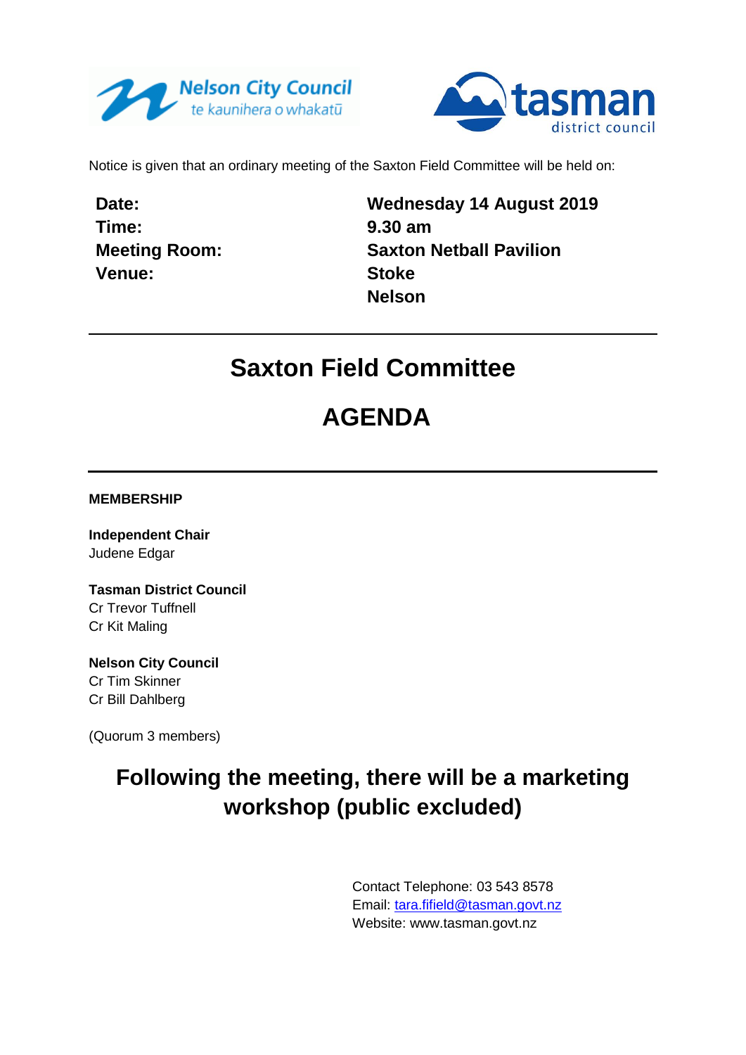Notice is given that an ordinary meeting of the Saxton Field Committee will be held on:

| | |
|---|---|
| **Date:** | **Wednesday 14 August 2019** |
| **Time:** | **9.30 am** |
| **Meeting Room:** | **Saxton Netball Pavilion** |
| **Venue:** | **Stoke** |
| | **Nelson** |

# Saxton Field Committee

# AGENDA

**MEMBERSHIP**

**Independent Chair**
Judene Edgar

**Tasman District Council**
Cr Trevor Tuffnell
Cr Kit Maling

**Nelson City Council**
Cr Tim Skinner
Cr Bill Dahlberg

(Quorum 3 members)

## Following the meeting, there will be a marketing workshop (public excluded)

Contact Telephone: 03 543 8578
Email: tara.fifield@tasman.govt.nz
Website: www.tasman.govt.nz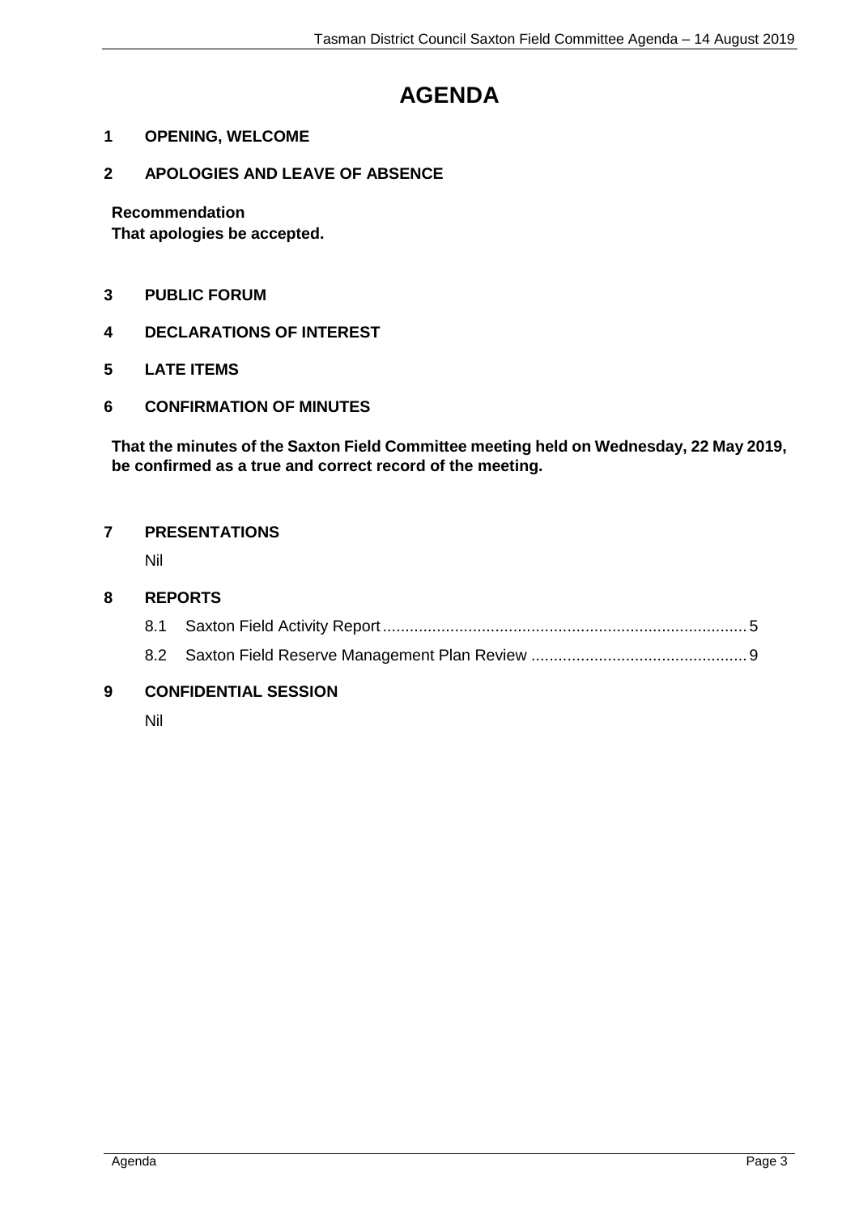# AGENDA

## 1 OPENING, WELCOME

## 2 APOLOGIES AND LEAVE OF ABSENCE

**Recommendation**

**That apologies be accepted.**

## 3 PUBLIC FORUM

## 4 DECLARATIONS OF INTEREST

## 5 LATE ITEMS

## 6 CONFIRMATION OF MINUTES

**That the minutes of the Saxton Field Committee meeting held on Wednesday, 22 May 2019, be confirmed as a true and correct record of the meeting.**

## 7 PRESENTATIONS

Nil

## 8 REPORTS

8.1 Saxton Field Activity Report ........ 5

8.2 Saxton Field Reserve Management Plan Review ........ 9

## 9 CONFIDENTIAL SESSION

Nil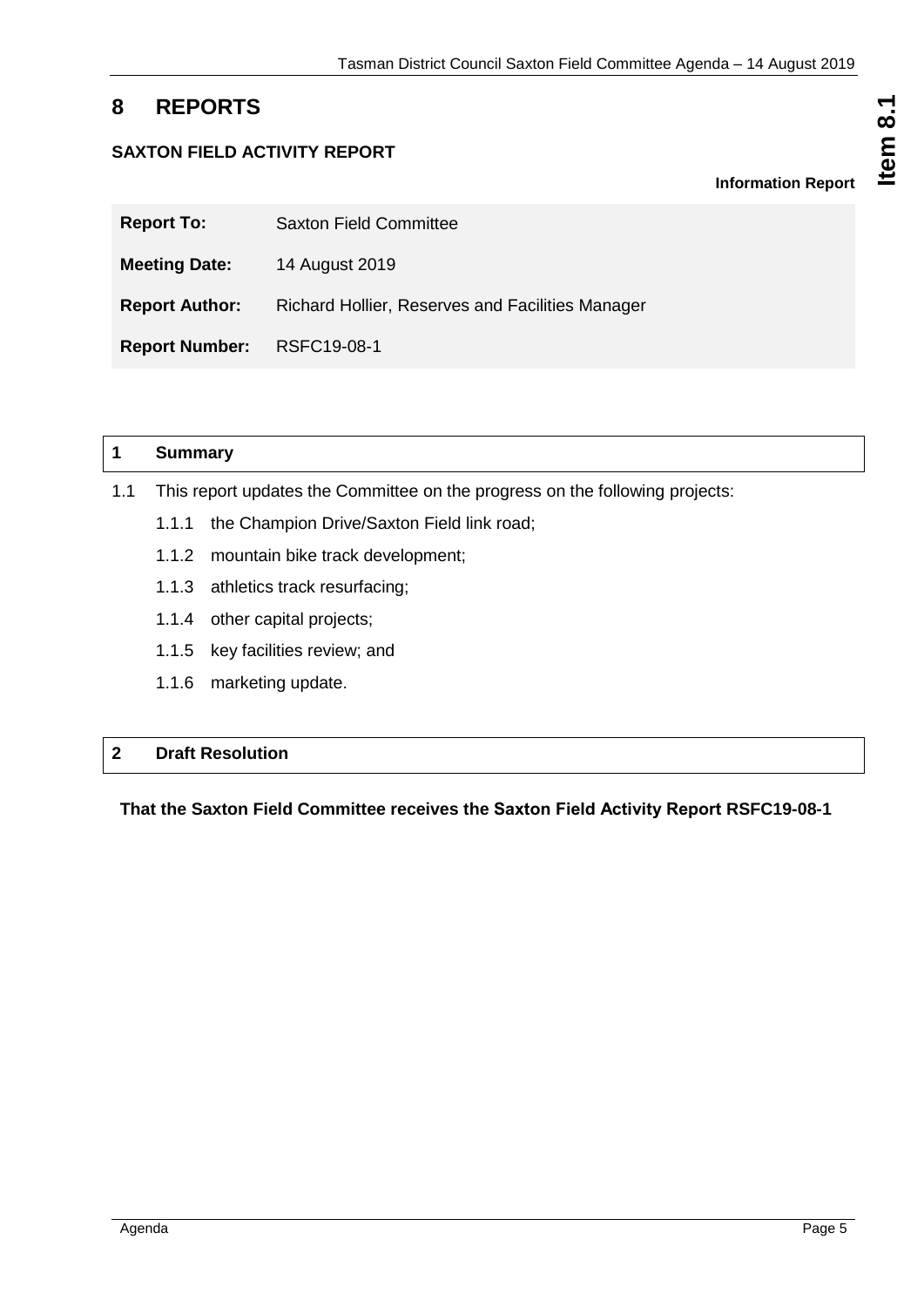# 8 REPORTS

## SAXTON FIELD ACTIVITY REPORT

**Information Report**

| | |
|---|---|
| **Report To:** | Saxton Field Committee |
| **Meeting Date:** | 14 August 2019 |
| **Report Author:** | Richard Hollier, Reserves and Facilities Manager |
| **Report Number:** | RSFC19-08-1 |

## 1 Summary

1.1 This report updates the Committee on the progress on the following projects:

- 1.1.1 the Champion Drive/Saxton Field link road;
- 1.1.2 mountain bike track development;
- 1.1.3 athletics track resurfacing;
- 1.1.4 other capital projects;
- 1.1.5 key facilities review; and
- 1.1.6 marketing update.

## 2 Draft Resolution

**That the Saxton Field Committee receives the Saxton Field Activity Report RSFC19-08-1**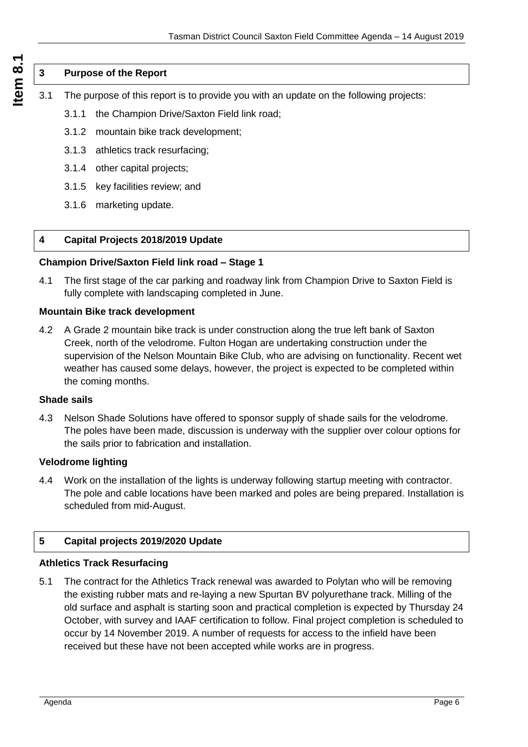## 3 Purpose of the Report

3.1 The purpose of this report is to provide you with an update on the following projects:

3.1.1 the Champion Drive/Saxton Field link road;

3.1.2 mountain bike track development;

3.1.3 athletics track resurfacing;

3.1.4 other capital projects;

3.1.5 key facilities review; and

3.1.6 marketing update.

## 4 Capital Projects 2018/2019 Update

### Champion Drive/Saxton Field link road – Stage 1

4.1 The first stage of the car parking and roadway link from Champion Drive to Saxton Field is fully complete with landscaping completed in June.

### Mountain Bike track development

4.2 A Grade 2 mountain bike track is under construction along the true left bank of Saxton Creek, north of the velodrome. Fulton Hogan are undertaking construction under the supervision of the Nelson Mountain Bike Club, who are advising on functionality. Recent wet weather has caused some delays, however, the project is expected to be completed within the coming months.

### Shade sails

4.3 Nelson Shade Solutions have offered to sponsor supply of shade sails for the velodrome. The poles have been made, discussion is underway with the supplier over colour options for the sails prior to fabrication and installation.

### Velodrome lighting

4.4 Work on the installation of the lights is underway following startup meeting with contractor. The pole and cable locations have been marked and poles are being prepared. Installation is scheduled from mid-August.

## 5 Capital projects 2019/2020 Update

### Athletics Track Resurfacing

5.1 The contract for the Athletics Track renewal was awarded to Polytan who will be removing the existing rubber mats and re-laying a new Spurtan BV polyurethane track. Milling of the old surface and asphalt is starting soon and practical completion is expected by Thursday 24 October, with survey and IAAF certification to follow. Final project completion is scheduled to occur by 14 November 2019. A number of requests for access to the infield have been received but these have not been accepted while works are in progress.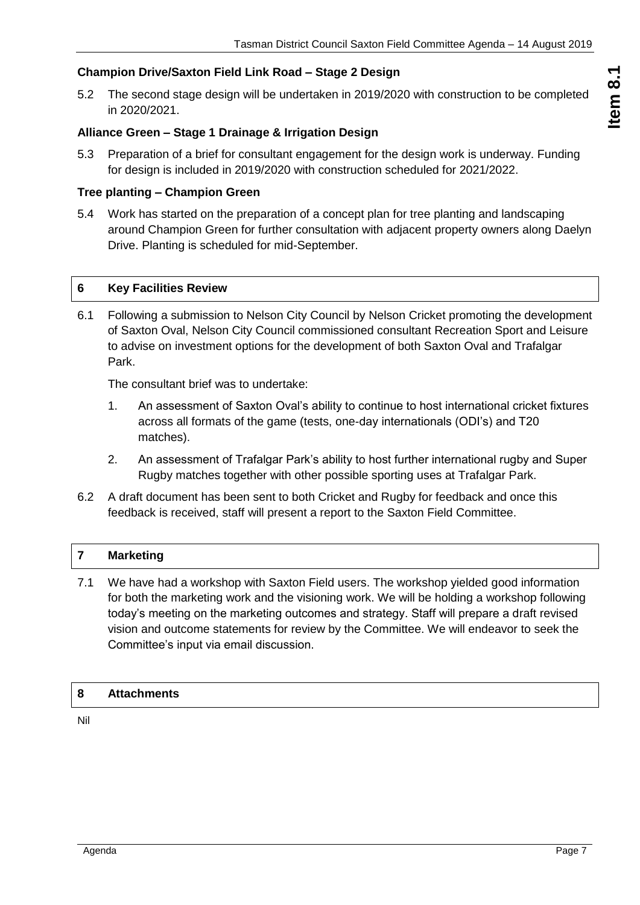**Champion Drive/Saxton Field Link Road – Stage 2 Design**

5.2 The second stage design will be undertaken in 2019/2020 with construction to be completed in 2020/2021.

**Alliance Green – Stage 1 Drainage & Irrigation Design**

5.3 Preparation of a brief for consultant engagement for the design work is underway. Funding for design is included in 2019/2020 with construction scheduled for 2021/2022.

**Tree planting – Champion Green**

5.4 Work has started on the preparation of a concept plan for tree planting and landscaping around Champion Green for further consultation with adjacent property owners along Daelyn Drive. Planting is scheduled for mid-September.

## 6 Key Facilities Review

6.1 Following a submission to Nelson City Council by Nelson Cricket promoting the development of Saxton Oval, Nelson City Council commissioned consultant Recreation Sport and Leisure to advise on investment options for the development of both Saxton Oval and Trafalgar Park.

The consultant brief was to undertake:

1. An assessment of Saxton Oval's ability to continue to host international cricket fixtures across all formats of the game (tests, one-day internationals (ODI's) and T20 matches).
2. An assessment of Trafalgar Park's ability to host further international rugby and Super Rugby matches together with other possible sporting uses at Trafalgar Park.

6.2 A draft document has been sent to both Cricket and Rugby for feedback and once this feedback is received, staff will present a report to the Saxton Field Committee.

## 7 Marketing

7.1 We have had a workshop with Saxton Field users. The workshop yielded good information for both the marketing work and the visioning work. We will be holding a workshop following today's meeting on the marketing outcomes and strategy. Staff will prepare a draft revised vision and outcome statements for review by the Committee. We will endeavor to seek the Committee's input via email discussion.

## 8 Attachments

Nil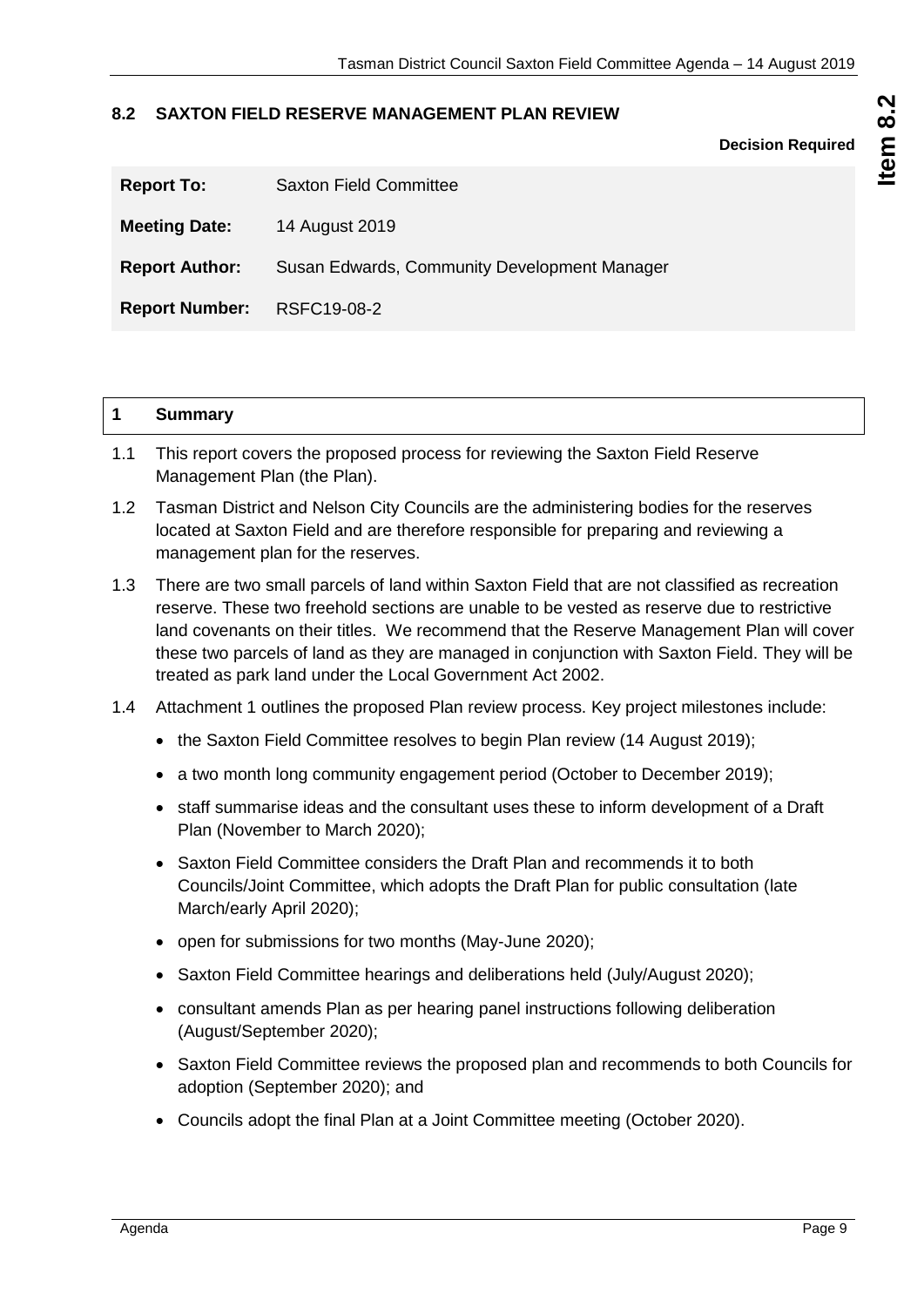## 8.2 SAXTON FIELD RESERVE MANAGEMENT PLAN REVIEW

**Decision Required**

| **Report To:** | Saxton Field Committee |
|---|---|
| **Meeting Date:** | 14 August 2019 |
| **Report Author:** | Susan Edwards, Community Development Manager |
| **Report Number:** | RSFC19-08-2 |

### 1 Summary

1.1 This report covers the proposed process for reviewing the Saxton Field Reserve Management Plan (the Plan).

1.2 Tasman District and Nelson City Councils are the administering bodies for the reserves located at Saxton Field and are therefore responsible for preparing and reviewing a management plan for the reserves.

1.3 There are two small parcels of land within Saxton Field that are not classified as recreation reserve. These two freehold sections are unable to be vested as reserve due to restrictive land covenants on their titles. We recommend that the Reserve Management Plan will cover these two parcels of land as they are managed in conjunction with Saxton Field. They will be treated as park land under the Local Government Act 2002.

1.4 Attachment 1 outlines the proposed Plan review process. Key project milestones include:

- the Saxton Field Committee resolves to begin Plan review (14 August 2019);
- a two month long community engagement period (October to December 2019);
- staff summarise ideas and the consultant uses these to inform development of a Draft Plan (November to March 2020);
- Saxton Field Committee considers the Draft Plan and recommends it to both Councils/Joint Committee, which adopts the Draft Plan for public consultation (late March/early April 2020);
- open for submissions for two months (May-June 2020);
- Saxton Field Committee hearings and deliberations held (July/August 2020);
- consultant amends Plan as per hearing panel instructions following deliberation (August/September 2020);
- Saxton Field Committee reviews the proposed plan and recommends to both Councils for adoption (September 2020); and
- Councils adopt the final Plan at a Joint Committee meeting (October 2020).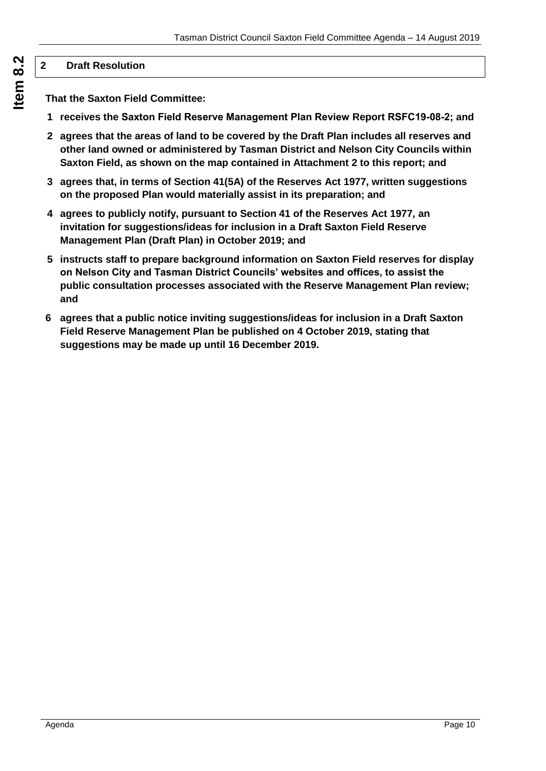## 2 Draft Resolution

**That the Saxton Field Committee:**

1. **receives the Saxton Field Reserve Management Plan Review Report RSFC19-08-2; and**
2. **agrees that the areas of land to be covered by the Draft Plan includes all reserves and other land owned or administered by Tasman District and Nelson City Councils within Saxton Field, as shown on the map contained in Attachment 2 to this report; and**
3. **agrees that, in terms of Section 41(5A) of the Reserves Act 1977, written suggestions on the proposed Plan would materially assist in its preparation; and**
4. **agrees to publicly notify, pursuant to Section 41 of the Reserves Act 1977, an invitation for suggestions/ideas for inclusion in a Draft Saxton Field Reserve Management Plan (Draft Plan) in October 2019; and**
5. **instructs staff to prepare background information on Saxton Field reserves for display on Nelson City and Tasman District Councils' websites and offices, to assist the public consultation processes associated with the Reserve Management Plan review; and**
6. **agrees that a public notice inviting suggestions/ideas for inclusion in a Draft Saxton Field Reserve Management Plan be published on 4 October 2019, stating that suggestions may be made up until 16 December 2019.**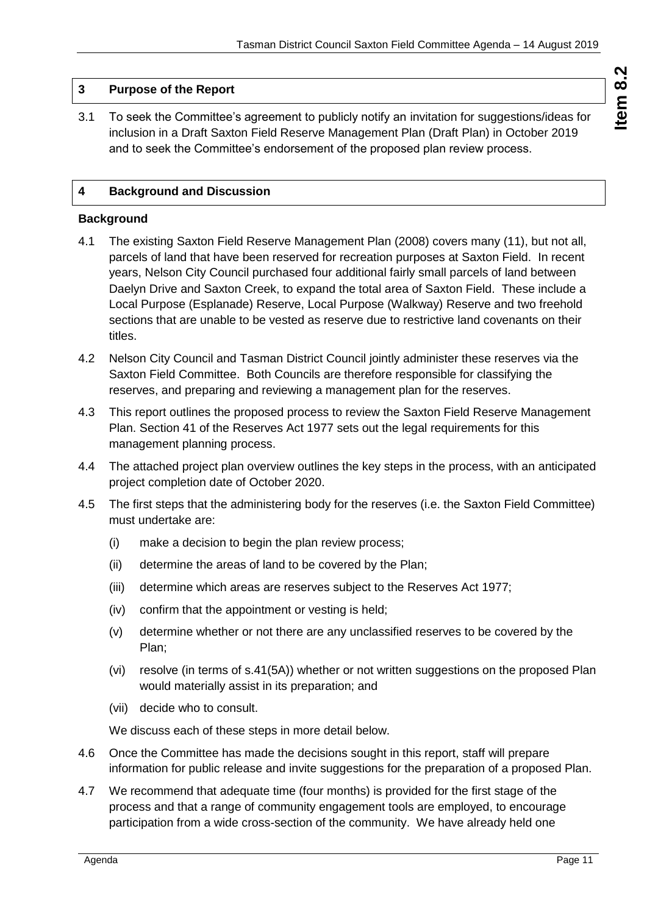## 3 Purpose of the Report

3.1 To seek the Committee's agreement to publicly notify an invitation for suggestions/ideas for inclusion in a Draft Saxton Field Reserve Management Plan (Draft Plan) in October 2019 and to seek the Committee's endorsement of the proposed plan review process.

## 4 Background and Discussion

### Background

4.1 The existing Saxton Field Reserve Management Plan (2008) covers many (11), but not all, parcels of land that have been reserved for recreation purposes at Saxton Field. In recent years, Nelson City Council purchased four additional fairly small parcels of land between Daelyn Drive and Saxton Creek, to expand the total area of Saxton Field. These include a Local Purpose (Esplanade) Reserve, Local Purpose (Walkway) Reserve and two freehold sections that are unable to be vested as reserve due to restrictive land covenants on their titles.

4.2 Nelson City Council and Tasman District Council jointly administer these reserves via the Saxton Field Committee. Both Councils are therefore responsible for classifying the reserves, and preparing and reviewing a management plan for the reserves.

4.3 This report outlines the proposed process to review the Saxton Field Reserve Management Plan. Section 41 of the Reserves Act 1977 sets out the legal requirements for this management planning process.

4.4 The attached project plan overview outlines the key steps in the process, with an anticipated project completion date of October 2020.

4.5 The first steps that the administering body for the reserves (i.e. the Saxton Field Committee) must undertake are:

(i) make a decision to begin the plan review process;

(ii) determine the areas of land to be covered by the Plan;

(iii) determine which areas are reserves subject to the Reserves Act 1977;

(iv) confirm that the appointment or vesting is held;

(v) determine whether or not there are any unclassified reserves to be covered by the Plan;

(vi) resolve (in terms of s.41(5A)) whether or not written suggestions on the proposed Plan would materially assist in its preparation; and

(vii) decide who to consult.

We discuss each of these steps in more detail below.

4.6 Once the Committee has made the decisions sought in this report, staff will prepare information for public release and invite suggestions for the preparation of a proposed Plan.

4.7 We recommend that adequate time (four months) is provided for the first stage of the process and that a range of community engagement tools are employed, to encourage participation from a wide cross-section of the community. We have already held one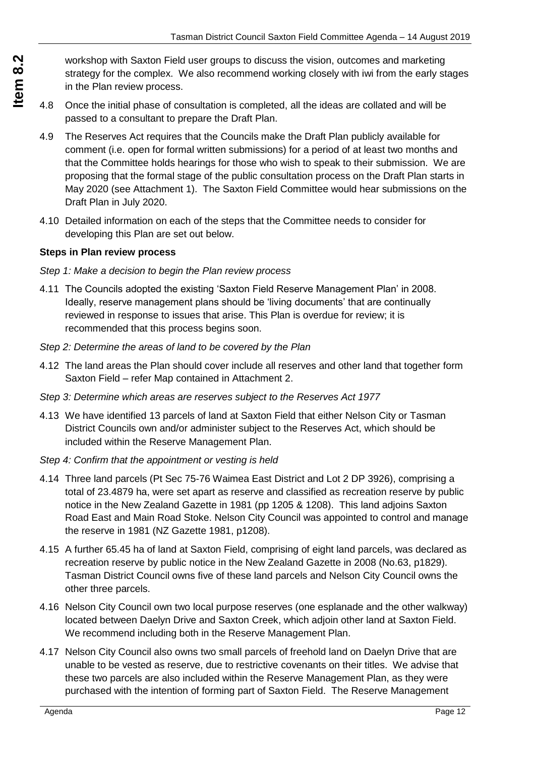workshop with Saxton Field user groups to discuss the vision, outcomes and marketing strategy for the complex. We also recommend working closely with iwi from the early stages in the Plan review process.

4.8 Once the initial phase of consultation is completed, all the ideas are collated and will be passed to a consultant to prepare the Draft Plan.

4.9 The Reserves Act requires that the Councils make the Draft Plan publicly available for comment (i.e. open for formal written submissions) for a period of at least two months and that the Committee holds hearings for those who wish to speak to their submission. We are proposing that the formal stage of the public consultation process on the Draft Plan starts in May 2020 (see Attachment 1). The Saxton Field Committee would hear submissions on the Draft Plan in July 2020.

4.10 Detailed information on each of the steps that the Committee needs to consider for developing this Plan are set out below.

**Steps in Plan review process**

*Step 1: Make a decision to begin the Plan review process*

4.11 The Councils adopted the existing 'Saxton Field Reserve Management Plan' in 2008. Ideally, reserve management plans should be 'living documents' that are continually reviewed in response to issues that arise. This Plan is overdue for review; it is recommended that this process begins soon.

*Step 2: Determine the areas of land to be covered by the Plan*

4.12 The land areas the Plan should cover include all reserves and other land that together form Saxton Field – refer Map contained in Attachment 2.

*Step 3: Determine which areas are reserves subject to the Reserves Act 1977*

4.13 We have identified 13 parcels of land at Saxton Field that either Nelson City or Tasman District Councils own and/or administer subject to the Reserves Act, which should be included within the Reserve Management Plan.

*Step 4: Confirm that the appointment or vesting is held*

4.14 Three land parcels (Pt Sec 75-76 Waimea East District and Lot 2 DP 3926), comprising a total of 23.4879 ha, were set apart as reserve and classified as recreation reserve by public notice in the New Zealand Gazette in 1981 (pp 1205 & 1208). This land adjoins Saxton Road East and Main Road Stoke. Nelson City Council was appointed to control and manage the reserve in 1981 (NZ Gazette 1981, p1208).

4.15 A further 65.45 ha of land at Saxton Field, comprising of eight land parcels, was declared as recreation reserve by public notice in the New Zealand Gazette in 2008 (No.63, p1829). Tasman District Council owns five of these land parcels and Nelson City Council owns the other three parcels.

4.16 Nelson City Council own two local purpose reserves (one esplanade and the other walkway) located between Daelyn Drive and Saxton Creek, which adjoin other land at Saxton Field. We recommend including both in the Reserve Management Plan.

4.17 Nelson City Council also owns two small parcels of freehold land on Daelyn Drive that are unable to be vested as reserve, due to restrictive covenants on their titles. We advise that these two parcels are also included within the Reserve Management Plan, as they were purchased with the intention of forming part of Saxton Field. The Reserve Management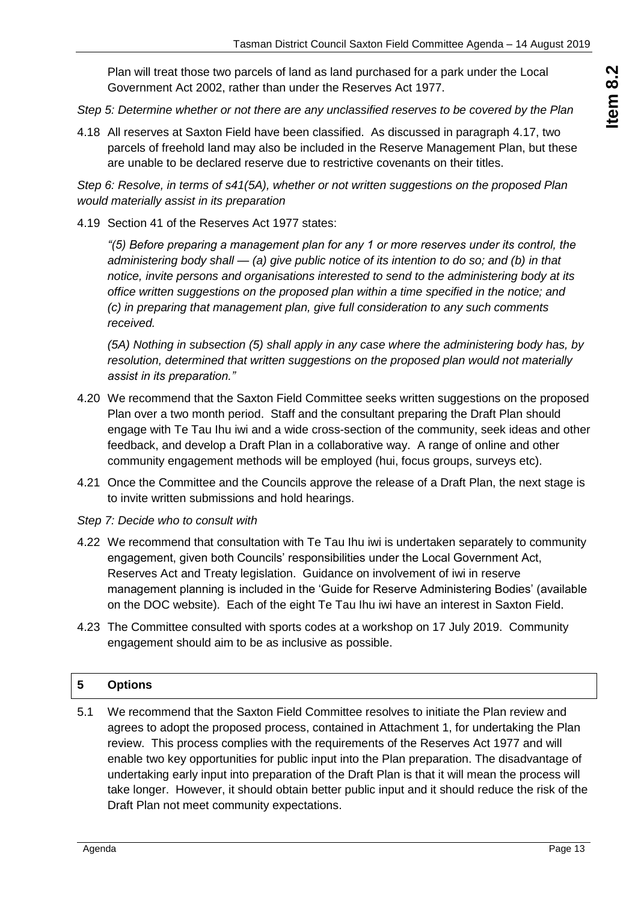Plan will treat those two parcels of land as land purchased for a park under the Local Government Act 2002, rather than under the Reserves Act 1977.

*Step 5: Determine whether or not there are any unclassified reserves to be covered by the Plan*

4.18 All reserves at Saxton Field have been classified. As discussed in paragraph 4.17, two parcels of freehold land may also be included in the Reserve Management Plan, but these are unable to be declared reserve due to restrictive covenants on their titles.

*Step 6: Resolve, in terms of s41(5A), whether or not written suggestions on the proposed Plan would materially assist in its preparation*

4.19 Section 41 of the Reserves Act 1977 states:

*"(5) Before preparing a management plan for any 1 or more reserves under its control, the administering body shall — (a) give public notice of its intention to do so; and (b) in that notice, invite persons and organisations interested to send to the administering body at its office written suggestions on the proposed plan within a time specified in the notice; and (c) in preparing that management plan, give full consideration to any such comments received.*

*(5A) Nothing in subsection (5) shall apply in any case where the administering body has, by resolution, determined that written suggestions on the proposed plan would not materially assist in its preparation."*

4.20 We recommend that the Saxton Field Committee seeks written suggestions on the proposed Plan over a two month period. Staff and the consultant preparing the Draft Plan should engage with Te Tau Ihu iwi and a wide cross-section of the community, seek ideas and other feedback, and develop a Draft Plan in a collaborative way. A range of online and other community engagement methods will be employed (hui, focus groups, surveys etc).

4.21 Once the Committee and the Councils approve the release of a Draft Plan, the next stage is to invite written submissions and hold hearings.

*Step 7: Decide who to consult with*

4.22 We recommend that consultation with Te Tau Ihu iwi is undertaken separately to community engagement, given both Councils' responsibilities under the Local Government Act, Reserves Act and Treaty legislation. Guidance on involvement of iwi in reserve management planning is included in the 'Guide for Reserve Administering Bodies' (available on the DOC website). Each of the eight Te Tau Ihu iwi have an interest in Saxton Field.

4.23 The Committee consulted with sports codes at a workshop on 17 July 2019. Community engagement should aim to be as inclusive as possible.

## 5 Options

5.1 We recommend that the Saxton Field Committee resolves to initiate the Plan review and agrees to adopt the proposed process, contained in Attachment 1, for undertaking the Plan review. This process complies with the requirements of the Reserves Act 1977 and will enable two key opportunities for public input into the Plan preparation. The disadvantage of undertaking early input into preparation of the Draft Plan is that it will mean the process will take longer. However, it should obtain better public input and it should reduce the risk of the Draft Plan not meet community expectations.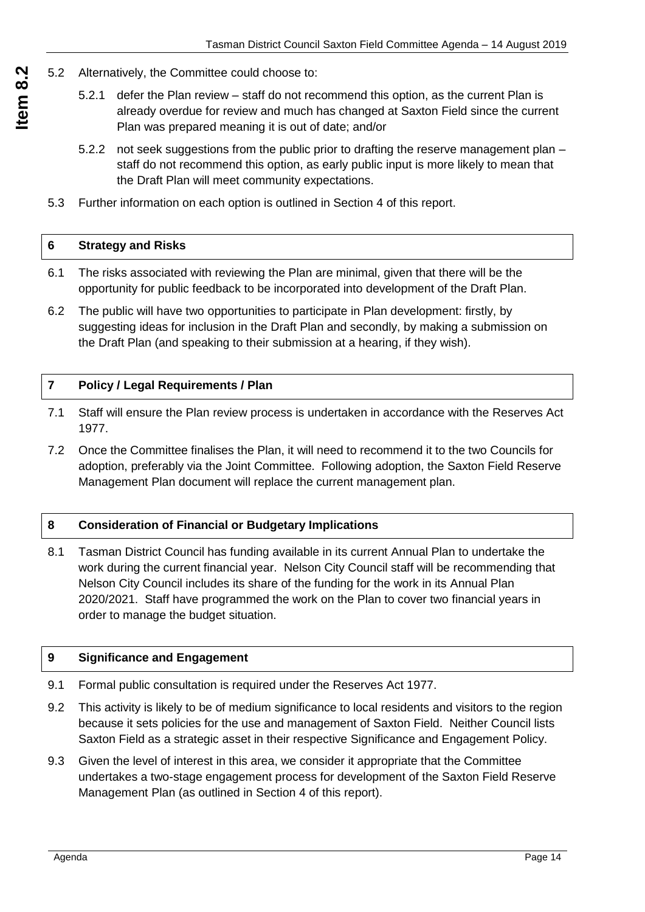5.2 Alternatively, the Committee could choose to:

5.2.1 defer the Plan review – staff do not recommend this option, as the current Plan is already overdue for review and much has changed at Saxton Field since the current Plan was prepared meaning it is out of date; and/or

5.2.2 not seek suggestions from the public prior to drafting the reserve management plan – staff do not recommend this option, as early public input is more likely to mean that the Draft Plan will meet community expectations.

5.3 Further information on each option is outlined in Section 4 of this report.

## 6 Strategy and Risks

6.1 The risks associated with reviewing the Plan are minimal, given that there will be the opportunity for public feedback to be incorporated into development of the Draft Plan.

6.2 The public will have two opportunities to participate in Plan development: firstly, by suggesting ideas for inclusion in the Draft Plan and secondly, by making a submission on the Draft Plan (and speaking to their submission at a hearing, if they wish).

## 7 Policy / Legal Requirements / Plan

7.1 Staff will ensure the Plan review process is undertaken in accordance with the Reserves Act 1977.

7.2 Once the Committee finalises the Plan, it will need to recommend it to the two Councils for adoption, preferably via the Joint Committee. Following adoption, the Saxton Field Reserve Management Plan document will replace the current management plan.

## 8 Consideration of Financial or Budgetary Implications

8.1 Tasman District Council has funding available in its current Annual Plan to undertake the work during the current financial year. Nelson City Council staff will be recommending that Nelson City Council includes its share of the funding for the work in its Annual Plan 2020/2021. Staff have programmed the work on the Plan to cover two financial years in order to manage the budget situation.

## 9 Significance and Engagement

9.1 Formal public consultation is required under the Reserves Act 1977.

9.2 This activity is likely to be of medium significance to local residents and visitors to the region because it sets policies for the use and management of Saxton Field. Neither Council lists Saxton Field as a strategic asset in their respective Significance and Engagement Policy.

9.3 Given the level of interest in this area, we consider it appropriate that the Committee undertakes a two-stage engagement process for development of the Saxton Field Reserve Management Plan (as outlined in Section 4 of this report).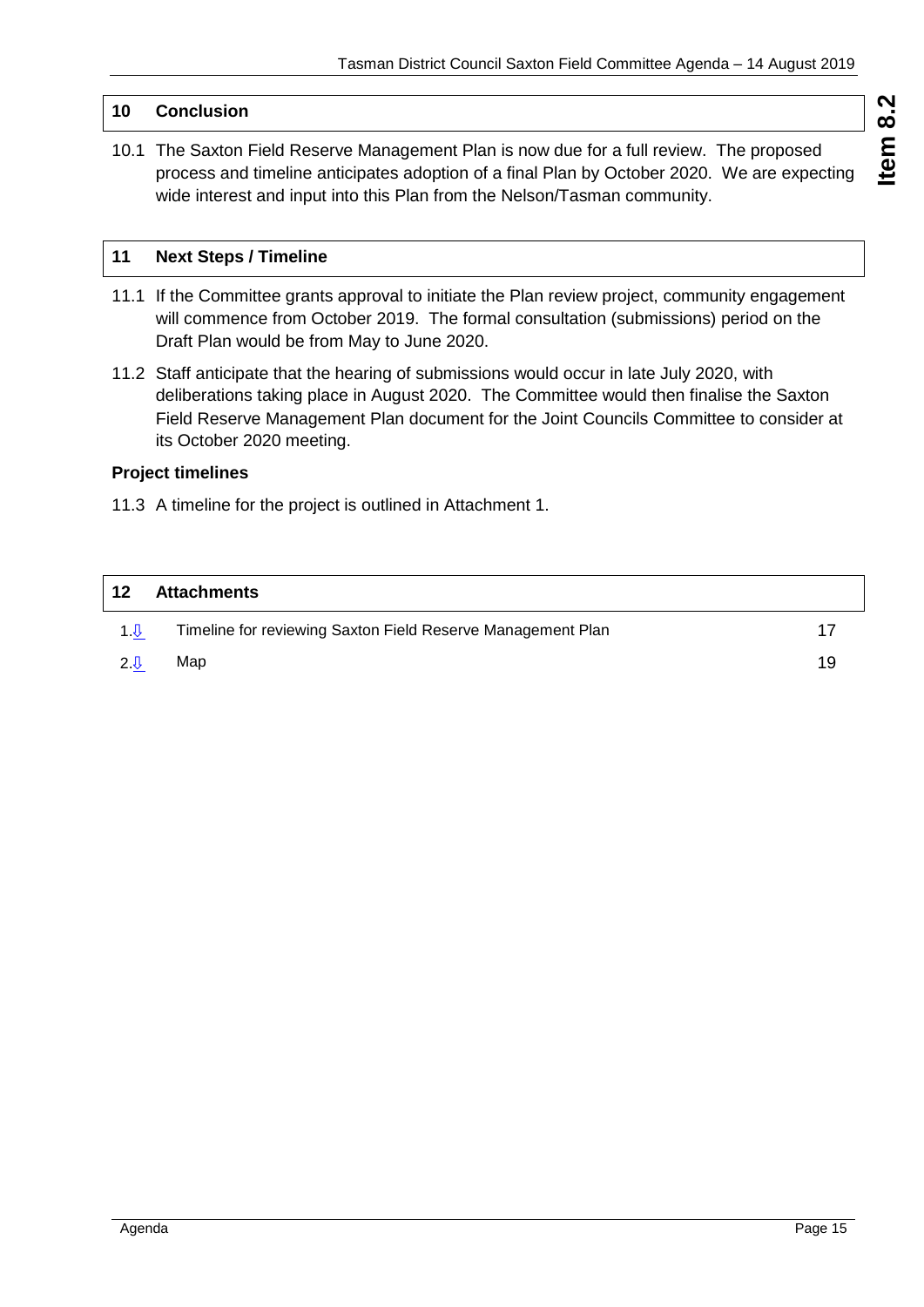## 10 Conclusion

10.1 The Saxton Field Reserve Management Plan is now due for a full review. The proposed process and timeline anticipates adoption of a final Plan by October 2020. We are expecting wide interest and input into this Plan from the Nelson/Tasman community.

## 11 Next Steps / Timeline

11.1 If the Committee grants approval to initiate the Plan review project, community engagement will commence from October 2019. The formal consultation (submissions) period on the Draft Plan would be from May to June 2020.

11.2 Staff anticipate that the hearing of submissions would occur in late July 2020, with deliberations taking place in August 2020. The Committee would then finalise the Saxton Field Reserve Management Plan document for the Joint Councils Committee to consider at its October 2020 meeting.

**Project timelines**

11.3 A timeline for the project is outlined in Attachment 1.

## 12 Attachments

| | | |
|---|---|---|
| 1.⇩ | Timeline for reviewing Saxton Field Reserve Management Plan | 17 |
| 2.⇩ | Map | 19 |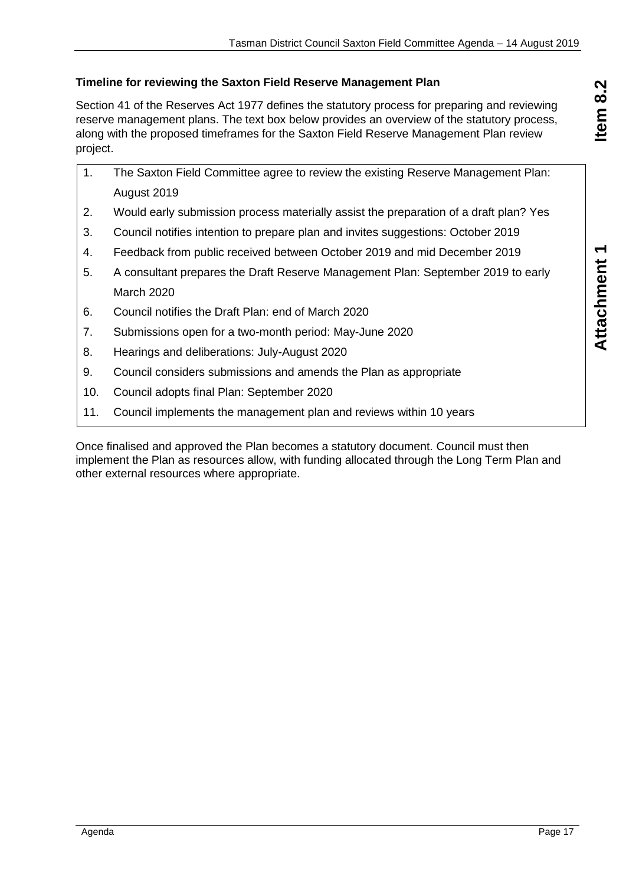**Timeline for reviewing the Saxton Field Reserve Management Plan**

Section 41 of the Reserves Act 1977 defines the statutory process for preparing and reviewing reserve management plans. The text box below provides an overview of the statutory process, along with the proposed timeframes for the Saxton Field Reserve Management Plan review project.

1. The Saxton Field Committee agree to review the existing Reserve Management Plan: August 2019
2. Would early submission process materially assist the preparation of a draft plan? Yes
3. Council notifies intention to prepare plan and invites suggestions: October 2019
4. Feedback from public received between October 2019 and mid December 2019
5. A consultant prepares the Draft Reserve Management Plan: September 2019 to early March 2020
6. Council notifies the Draft Plan: end of March 2020
7. Submissions open for a two-month period: May-June 2020
8. Hearings and deliberations: July-August 2020
9. Council considers submissions and amends the Plan as appropriate
10. Council adopts final Plan: September 2020
11. Council implements the management plan and reviews within 10 years

Once finalised and approved the Plan becomes a statutory document. Council must then implement the Plan as resources allow, with funding allocated through the Long Term Plan and other external resources where appropriate.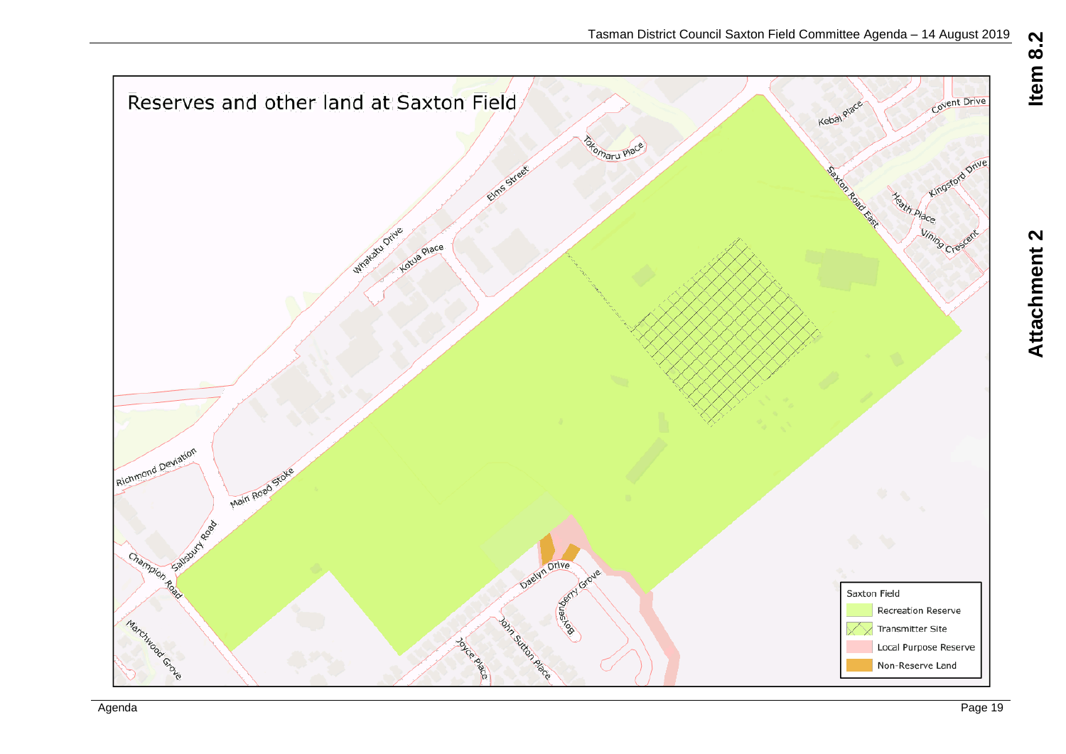# Reserves and other land at Saxton Field

Whakatu Drive

Elms Street

Tokomaru Place

Kotua Place

Kebal Place

Covent Drive

Saxton Road East

Kingsford Drive

Heath Place

Vining Crescent

Richmond Deviation

Main Road Stoke

Salisbury Road

Champion Road

Marchwood Grove

Daelyn Drive

Boysenberry Grove

John Sutton Place

Joyce Place

Saxton Field

Recreation Reserve

Transmitter Site

Local Purpose Reserve

Non-Reserve Land